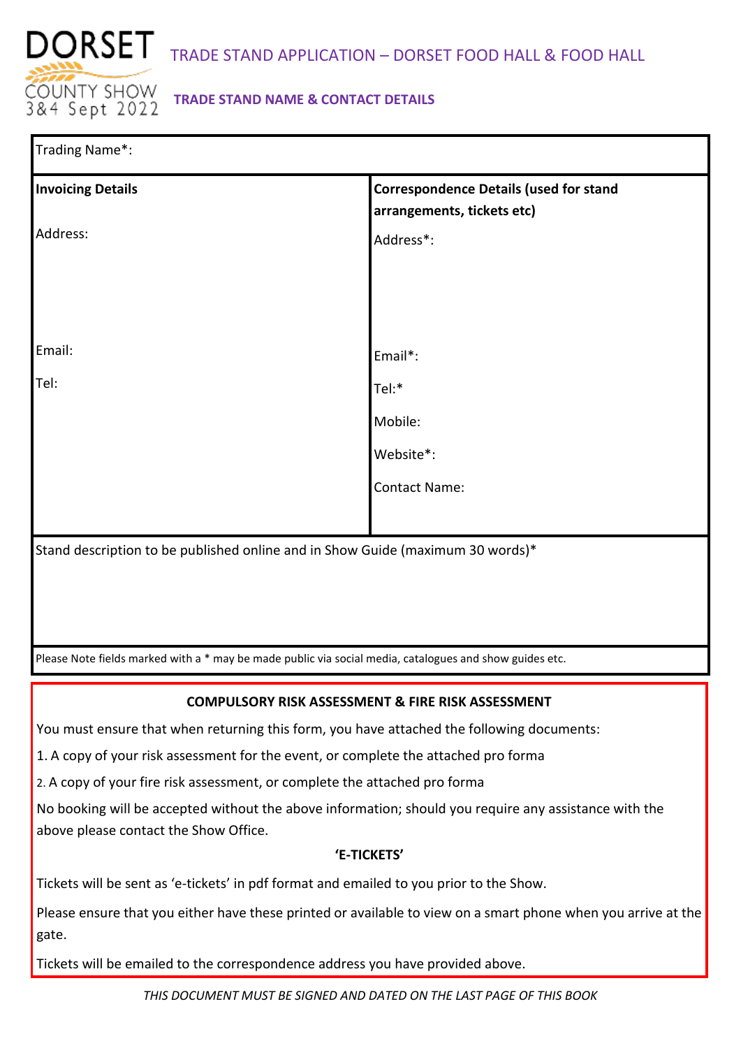DORSET COUNTY SHOW 3&4 Sept 2022

# TRADE STAND APPLICATION – DORSET FOOD HALL & FOOD HALL

## TRADE STAND NAME & CONTACT DETAILS

Trading Name*:

| **Invoicing Details** | **Correspondence Details (used for stand arrangements, tickets etc)** |
|---|---|
| Address: | Address*: |
| Email: | Email*: |
| Tel: | Tel:* |
| | Mobile: |
| | Website*: |
| | Contact Name: |

Stand description to be published online and in Show Guide (maximum 30 words)*

Please Note fields marked with a * may be made public via social media, catalogues and show guides etc.

### COMPULSORY RISK ASSESSMENT & FIRE RISK ASSESSMENT

You must ensure that when returning this form, you have attached the following documents:

1. A copy of your risk assessment for the event, or complete the attached pro forma
2. A copy of your fire risk assessment, or complete the attached pro forma

No booking will be accepted without the above information; should you require any assistance with the above please contact the Show Office.

### 'E-TICKETS'

Tickets will be sent as 'e-tickets' in pdf format and emailed to you prior to the Show.

Please ensure that you either have these printed or available to view on a smart phone when you arrive at the gate.

Tickets will be emailed to the correspondence address you have provided above.

*THIS DOCUMENT MUST BE SIGNED AND DATED ON THE LAST PAGE OF THIS BOOK*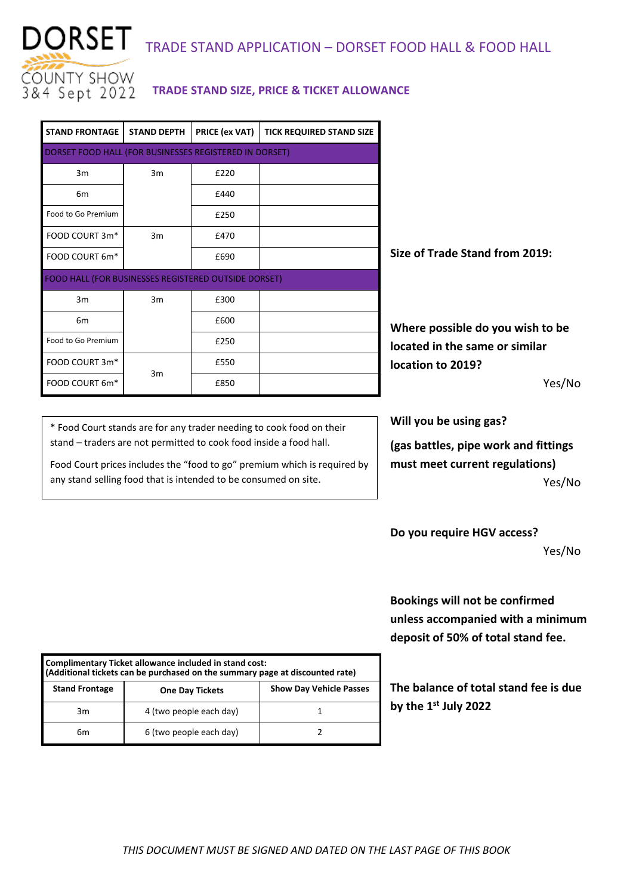DORSET COUNTY SHOW 3&4 Sept 2022

# TRADE STAND APPLICATION – DORSET FOOD HALL & FOOD HALL

## TRADE STAND SIZE, PRICE & TICKET ALLOWANCE

| STAND FRONTAGE | STAND DEPTH | PRICE (ex VAT) | TICK REQUIRED STAND SIZE |
|---|---|---|---|
| DORSET FOOD HALL (FOR BUSINESSES REGISTERED IN DORSET) | | | |
| 3m | 3m | £220 | |
| 6m | | £440 | |
| Food to Go Premium | | £250 | |
| FOOD COURT 3m* | 3m | £470 | |
| FOOD COURT 6m* | | £690 | |
| FOOD HALL (FOR BUSINESSES REGISTERED OUTSIDE DORSET) | | | |
| 3m | 3m | £300 | |
| 6m | | £600 | |
| Food to Go Premium | | £250 | |
| FOOD COURT 3m* | 3m | £550 | |
| FOOD COURT 6m* | | £850 | |

\* Food Court stands are for any trader needing to cook food on their stand – traders are not permitted to cook food inside a food hall.

Food Court prices includes the "food to go" premium which is required by any stand selling food that is intended to be consumed on site.

**Size of Trade Stand from 2019:**

**Where possible do you wish to be located in the same or similar location to 2019?**

Yes/No

**Will you be using gas?**

**(gas battles, pipe work and fittings must meet current regulations)**

Yes/No

**Do you require HGV access?**

Yes/No

**Bookings will not be confirmed unless accompanied with a minimum deposit of 50% of total stand fee.**

**The balance of total stand fee is due by the 1st July 2022**

| Complimentary Ticket allowance included in stand cost: (Additional tickets can be purchased on the summary page at discounted rate) | | |
|---|---|---|
| **Stand Frontage** | **One Day Tickets** | **Show Day Vehicle Passes** |
| 3m | 4 (two people each day) | 1 |
| 6m | 6 (two people each day) | 2 |

*THIS DOCUMENT MUST BE SIGNED AND DATED ON THE LAST PAGE OF THIS BOOK*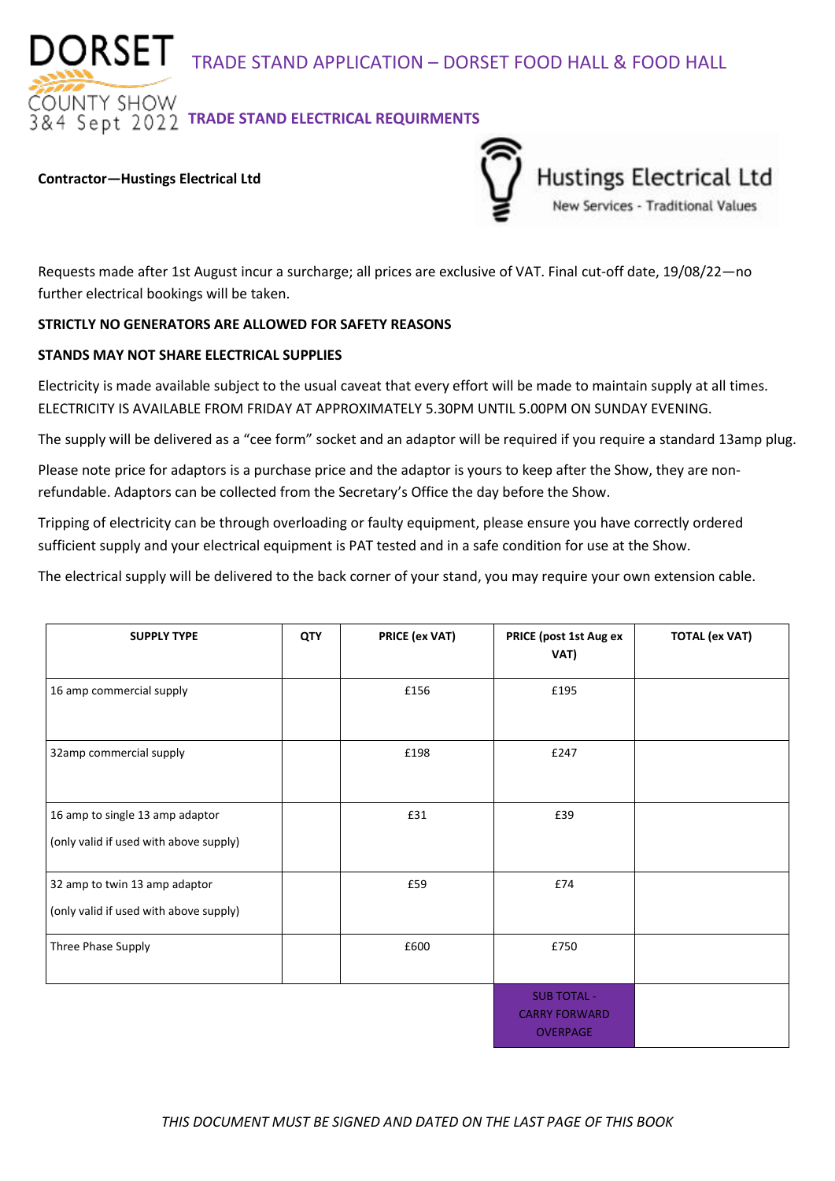# TRADE STAND APPLICATION – DORSET FOOD HALL & FOOD HALL

DORSET COUNTY SHOW 3&4 Sept 2022

## TRADE STAND ELECTRICAL REQUIRMENTS

**Contractor—Hustings Electrical Ltd**

Hustings Electrical Ltd
New Services - Traditional Values

Requests made after 1st August incur a surcharge; all prices are exclusive of VAT. Final cut-off date, 19/08/22—no further electrical bookings will be taken.

**STRICTLY NO GENERATORS ARE ALLOWED FOR SAFETY REASONS**

**STANDS MAY NOT SHARE ELECTRICAL SUPPLIES**

Electricity is made available subject to the usual caveat that every effort will be made to maintain supply at all times. ELECTRICITY IS AVAILABLE FROM FRIDAY AT APPROXIMATELY 5.30PM UNTIL 5.00PM ON SUNDAY EVENING.

The supply will be delivered as a "cee form" socket and an adaptor will be required if you require a standard 13amp plug.

Please note price for adaptors is a purchase price and the adaptor is yours to keep after the Show, they are non-refundable. Adaptors can be collected from the Secretary's Office the day before the Show.

Tripping of electricity can be through overloading or faulty equipment, please ensure you have correctly ordered sufficient supply and your electrical equipment is PAT tested and in a safe condition for use at the Show.

The electrical supply will be delivered to the back corner of your stand, you may require your own extension cable.

| SUPPLY TYPE | QTY | PRICE (ex VAT) | PRICE (post 1st Aug ex VAT) | TOTAL (ex VAT) |
|---|---|---|---|---|
| 16 amp commercial supply | | £156 | £195 | |
| 32amp commercial supply | | £198 | £247 | |
| 16 amp to single 13 amp adaptor (only valid if used with above supply) | | £31 | £39 | |
| 32 amp to twin 13 amp adaptor (only valid if used with above supply) | | £59 | £74 | |
| Three Phase Supply | | £600 | £750 | |
| | | | SUB TOTAL - CARRY FORWARD OVERPAGE | |

*THIS DOCUMENT MUST BE SIGNED AND DATED ON THE LAST PAGE OF THIS BOOK*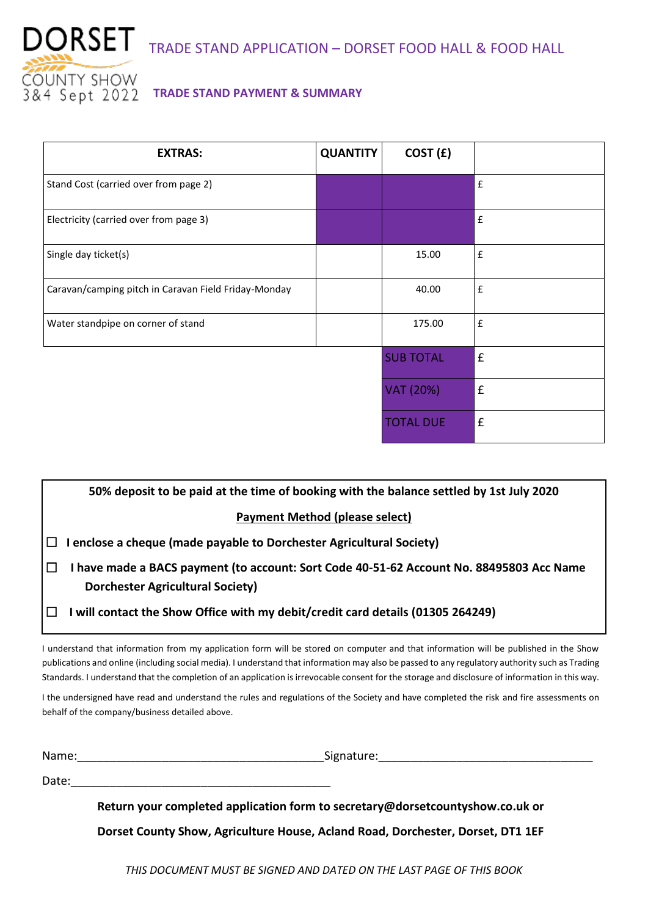DORSET COUNTY SHOW 3&4 Sept 2022

# TRADE STAND APPLICATION – DORSET FOOD HALL & FOOD HALL

## TRADE STAND PAYMENT & SUMMARY

| EXTRAS: | QUANTITY | COST (£) | |
|---|---|---|---|
| Stand Cost (carried over from page 2) | | | £ |
| Electricity (carried over from page 3) | | | £ |
| Single day ticket(s) | | 15.00 | £ |
| Caravan/camping pitch in Caravan Field Friday-Monday | | 40.00 | £ |
| Water standpipe on corner of stand | | 175.00 | £ |
| | | SUB TOTAL | £ |
| | | VAT (20%) | £ |
| | | TOTAL DUE | £ |

**50% deposit to be paid at the time of booking with the balance settled by 1st July 2020**

**Payment Method (please select)**

- ☐ **I enclose a cheque (made payable to Dorchester Agricultural Society)**
- ☐ **I have made a BACS payment (to account: Sort Code 40-51-62 Account No. 88495803 Acc Name Dorchester Agricultural Society)**
- ☐ **I will contact the Show Office with my debit/credit card details (01305 264249)**

I understand that information from my application form will be stored on computer and that information will be published in the Show publications and online (including social media). I understand that information may also be passed to any regulatory authority such as Trading Standards. I understand that the completion of an application is irrevocable consent for the storage and disclosure of information in this way.

I the undersigned have read and understand the rules and regulations of the Society and have completed the risk and fire assessments on behalf of the company/business detailed above.

Name:______________________________________ Signature:________________________________

Date:________________________________________

**Return your completed application form to secretary@dorsetcountyshow.co.uk or**

**Dorset County Show, Agriculture House, Acland Road, Dorchester, Dorset, DT1 1EF**

*THIS DOCUMENT MUST BE SIGNED AND DATED ON THE LAST PAGE OF THIS BOOK*